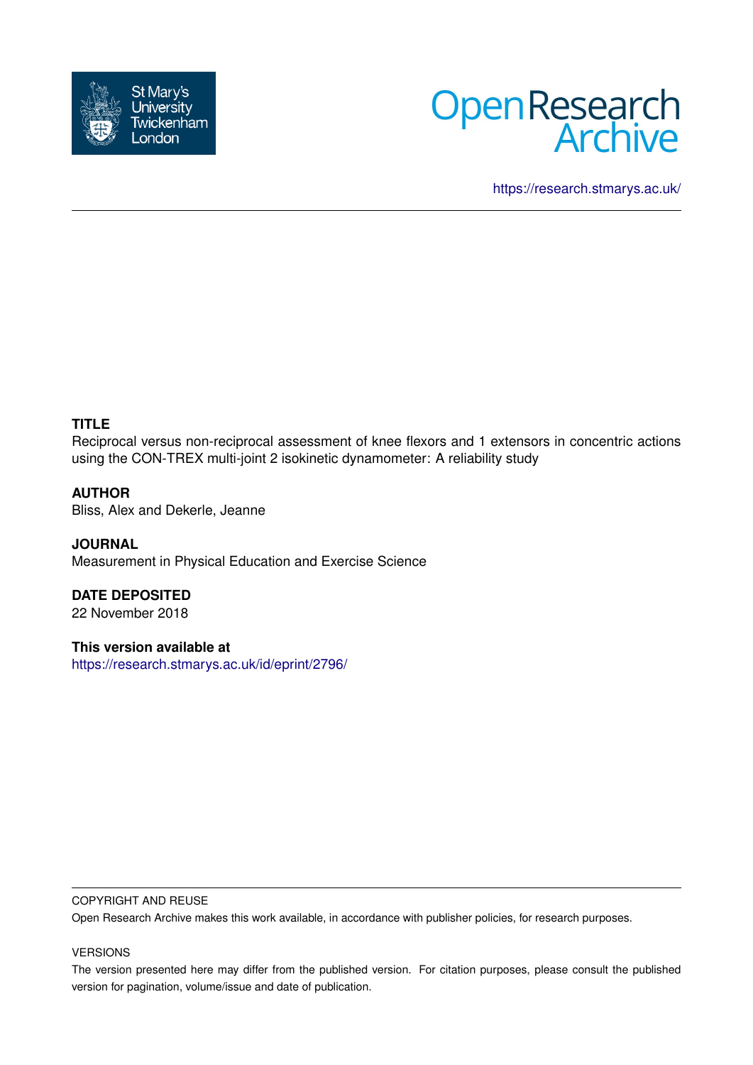https://research.stmarys.ac.uk/

**TITLE**

Reciprocal versus non-reciprocal assessment of knee flexors and 1 extensors in concentric actions using the CON-TREX multi-joint 2 isokinetic dynamometer: A reliability study

**AUTHOR**

Bliss, Alex and Dekerle, Jeanne

**JOURNAL**

Measurement in Physical Education and Exercise Science

**DATE DEPOSITED**

22 November 2018

**This version available at**

https://research.stmarys.ac.uk/id/eprint/2796/

COPYRIGHT AND REUSE

Open Research Archive makes this work available, in accordance with publisher policies, for research purposes.

VERSIONS

The version presented here may differ from the published version. For citation purposes, please consult the published version for pagination, volume/issue and date of publication.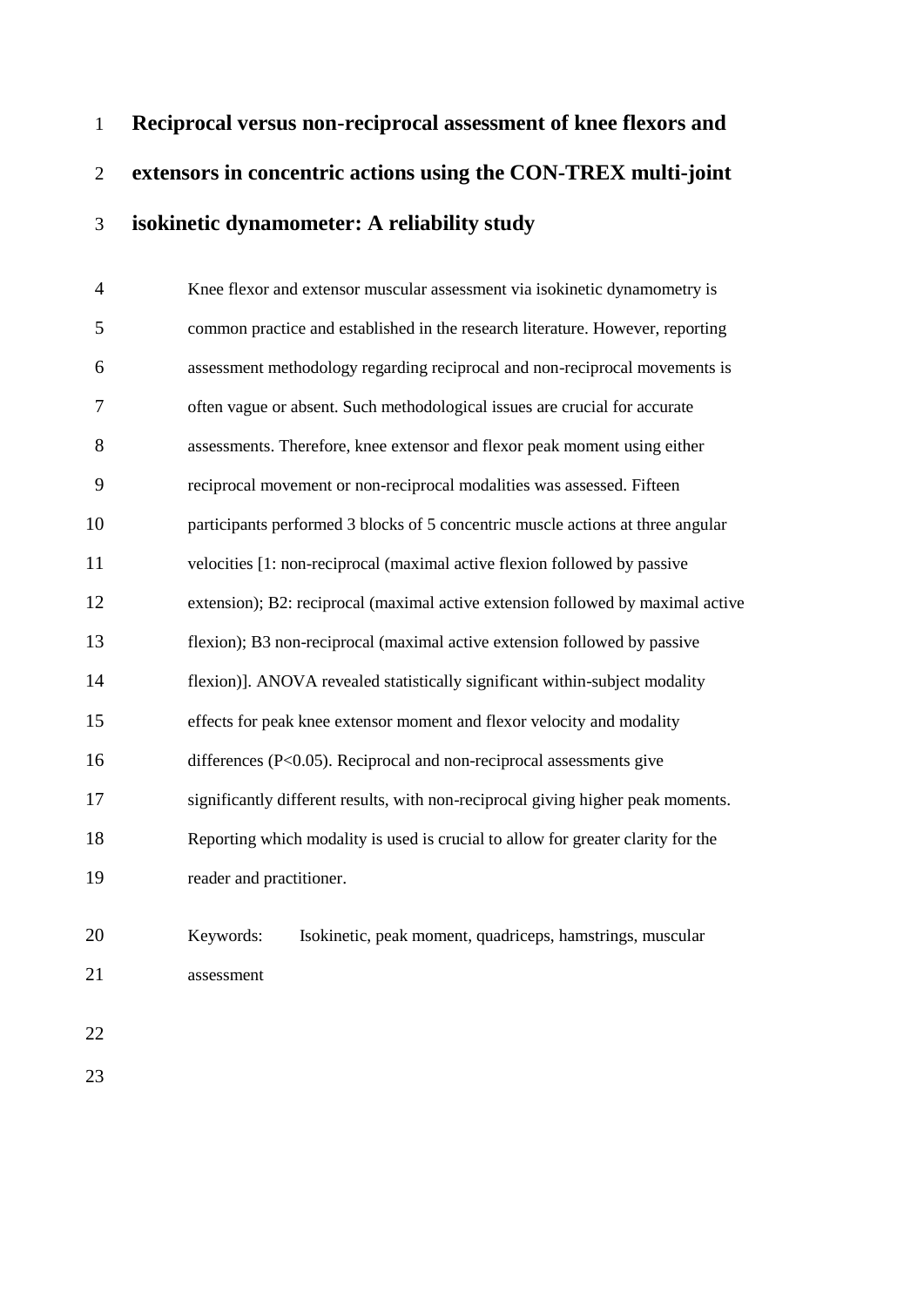# Reciprocal versus non-reciprocal assessment of knee flexors and extensors in concentric actions using the CON-TREX multi-joint isokinetic dynamometer: A reliability study

Knee flexor and extensor muscular assessment via isokinetic dynamometry is common practice and established in the research literature. However, reporting assessment methodology regarding reciprocal and non-reciprocal movements is often vague or absent. Such methodological issues are crucial for accurate assessments. Therefore, knee extensor and flexor peak moment using either reciprocal movement or non-reciprocal modalities was assessed. Fifteen participants performed 3 blocks of 5 concentric muscle actions at three angular velocities [1: non-reciprocal (maximal active flexion followed by passive extension); B2: reciprocal (maximal active extension followed by maximal active flexion); B3 non-reciprocal (maximal active extension followed by passive flexion)]. ANOVA revealed statistically significant within-subject modality effects for peak knee extensor moment and flexor velocity and modality differences ($P<0.05$). Reciprocal and non-reciprocal assessments give significantly different results, with non-reciprocal giving higher peak moments. Reporting which modality is used is crucial to allow for greater clarity for the reader and practitioner.

Keywords: Isokinetic, peak moment, quadriceps, hamstrings, muscular assessment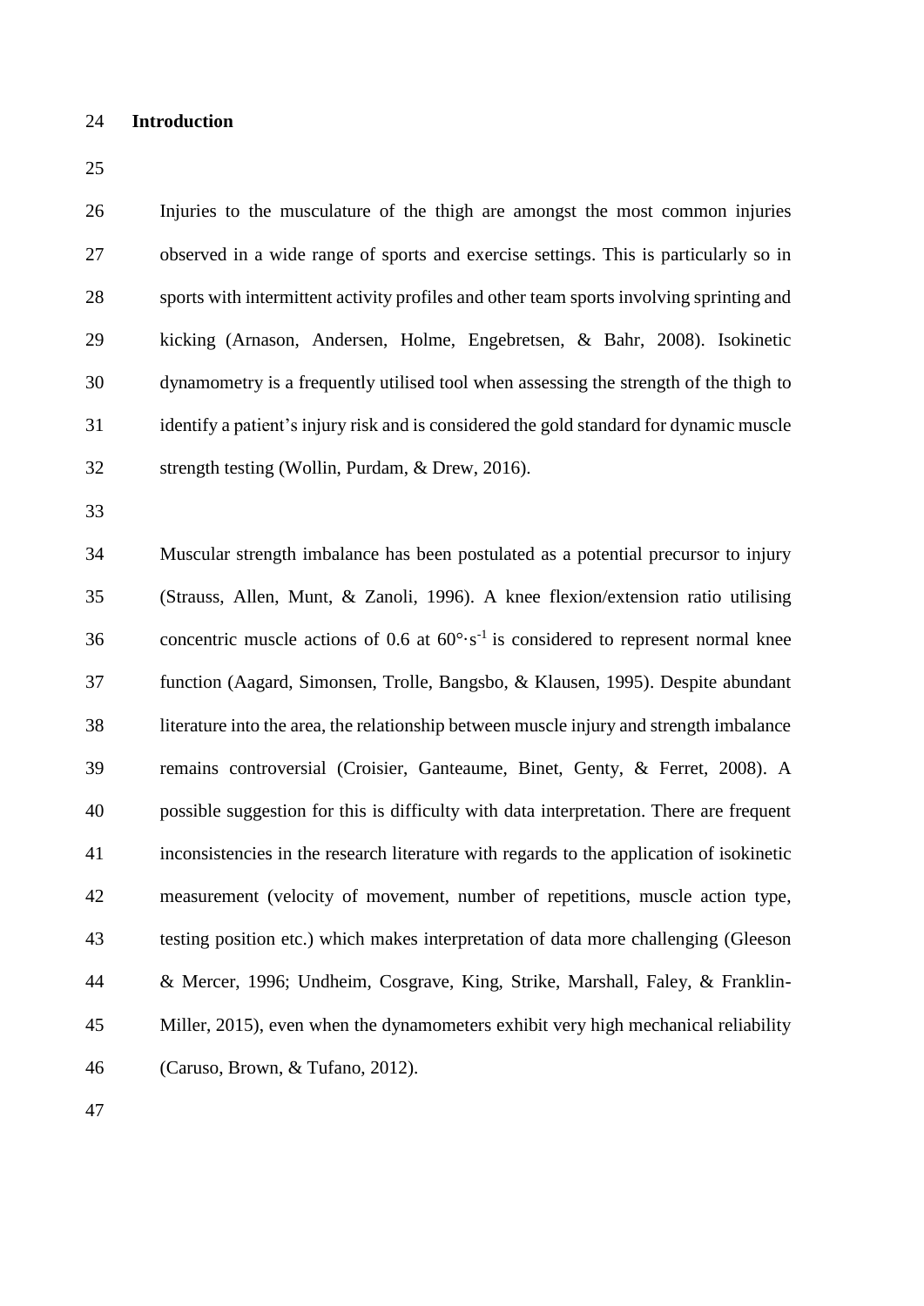## Introduction

Injuries to the musculature of the thigh are amongst the most common injuries observed in a wide range of sports and exercise settings. This is particularly so in sports with intermittent activity profiles and other team sports involving sprinting and kicking (Arnason, Andersen, Holme, Engebretsen, & Bahr, 2008). Isokinetic dynamometry is a frequently utilised tool when assessing the strength of the thigh to identify a patient's injury risk and is considered the gold standard for dynamic muscle strength testing (Wollin, Purdam, & Drew, 2016).

Muscular strength imbalance has been postulated as a potential precursor to injury (Strauss, Allen, Munt, & Zanoli, 1996). A knee flexion/extension ratio utilising concentric muscle actions of 0.6 at $60°\cdot s^{-1}$ is considered to represent normal knee function (Aagard, Simonsen, Trolle, Bangsbo, & Klausen, 1995). Despite abundant literature into the area, the relationship between muscle injury and strength imbalance remains controversial (Croisier, Ganteaume, Binet, Genty, & Ferret, 2008). A possible suggestion for this is difficulty with data interpretation. There are frequent inconsistencies in the research literature with regards to the application of isokinetic measurement (velocity of movement, number of repetitions, muscle action type, testing position etc.) which makes interpretation of data more challenging (Gleeson & Mercer, 1996; Undheim, Cosgrave, King, Strike, Marshall, Faley, & Franklin-Miller, 2015), even when the dynamometers exhibit very high mechanical reliability (Caruso, Brown, & Tufano, 2012).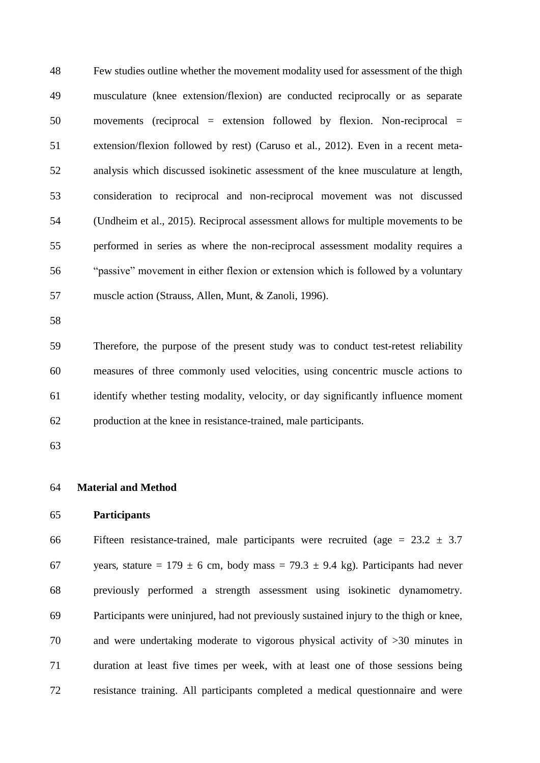Few studies outline whether the movement modality used for assessment of the thigh musculature (knee extension/flexion) are conducted reciprocally or as separate movements (reciprocal = extension followed by flexion. Non-reciprocal = extension/flexion followed by rest) (Caruso et al., 2012). Even in a recent meta-analysis which discussed isokinetic assessment of the knee musculature at length, consideration to reciprocal and non-reciprocal movement was not discussed (Undheim et al., 2015). Reciprocal assessment allows for multiple movements to be performed in series as where the non-reciprocal assessment modality requires a "passive" movement in either flexion or extension which is followed by a voluntary muscle action (Strauss, Allen, Munt, & Zanoli, 1996).

Therefore, the purpose of the present study was to conduct test-retest reliability measures of three commonly used velocities, using concentric muscle actions to identify whether testing modality, velocity, or day significantly influence moment production at the knee in resistance-trained, male participants.

## Material and Method

### Participants

Fifteen resistance-trained, male participants were recruited (age = 23.2 ± 3.7 years, stature = 179 ± 6 cm, body mass = 79.3 ± 9.4 kg). Participants had never previously performed a strength assessment using isokinetic dynamometry. Participants were uninjured, had not previously sustained injury to the thigh or knee, and were undertaking moderate to vigorous physical activity of >30 minutes in duration at least five times per week, with at least one of those sessions being resistance training. All participants completed a medical questionnaire and were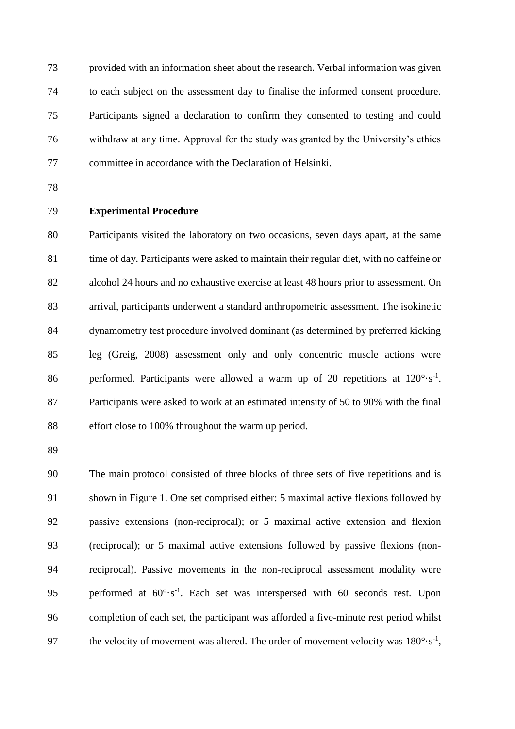provided with an information sheet about the research. Verbal information was given to each subject on the assessment day to finalise the informed consent procedure. Participants signed a declaration to confirm they consented to testing and could withdraw at any time. Approval for the study was granted by the University's ethics committee in accordance with the Declaration of Helsinki.

**Experimental Procedure**

Participants visited the laboratory on two occasions, seven days apart, at the same time of day. Participants were asked to maintain their regular diet, with no caffeine or alcohol 24 hours and no exhaustive exercise at least 48 hours prior to assessment. On arrival, participants underwent a standard anthropometric assessment. The isokinetic dynamometry test procedure involved dominant (as determined by preferred kicking leg (Greig, 2008) assessment only and only concentric muscle actions were performed. Participants were allowed a warm up of 20 repetitions at $120°\cdot s^{-1}$. Participants were asked to work at an estimated intensity of 50 to 90% with the final effort close to 100% throughout the warm up period.

The main protocol consisted of three blocks of three sets of five repetitions and is shown in Figure 1. One set comprised either: 5 maximal active flexions followed by passive extensions (non-reciprocal); or 5 maximal active extension and flexion (reciprocal); or 5 maximal active extensions followed by passive flexions (non-reciprocal). Passive movements in the non-reciprocal assessment modality were performed at $60°\cdot s^{-1}$. Each set was interspersed with 60 seconds rest. Upon completion of each set, the participant was afforded a five-minute rest period whilst the velocity of movement was altered. The order of movement velocity was $180°\cdot s^{-1}$,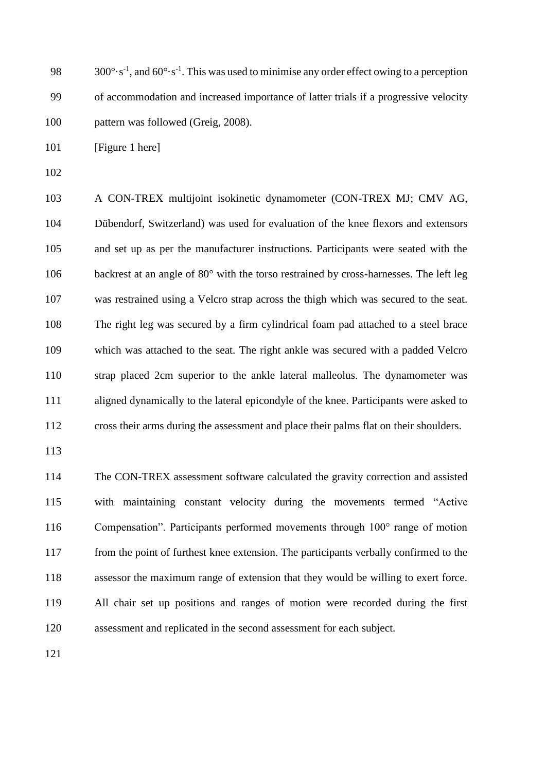$300°·s^{-1}$, and $60°·s^{-1}$. This was used to minimise any order effect owing to a perception of accommodation and increased importance of latter trials if a progressive velocity pattern was followed (Greig, 2008).

[Figure 1 here]

A CON-TREX multijoint isokinetic dynamometer (CON-TREX MJ; CMV AG, Dübendorf, Switzerland) was used for evaluation of the knee flexors and extensors and set up as per the manufacturer instructions. Participants were seated with the backrest at an angle of 80° with the torso restrained by cross-harnesses. The left leg was restrained using a Velcro strap across the thigh which was secured to the seat. The right leg was secured by a firm cylindrical foam pad attached to a steel brace which was attached to the seat. The right ankle was secured with a padded Velcro strap placed 2cm superior to the ankle lateral malleolus. The dynamometer was aligned dynamically to the lateral epicondyle of the knee. Participants were asked to cross their arms during the assessment and place their palms flat on their shoulders.

The CON-TREX assessment software calculated the gravity correction and assisted with maintaining constant velocity during the movements termed "Active Compensation". Participants performed movements through 100° range of motion from the point of furthest knee extension. The participants verbally confirmed to the assessor the maximum range of extension that they would be willing to exert force. All chair set up positions and ranges of motion were recorded during the first assessment and replicated in the second assessment for each subject.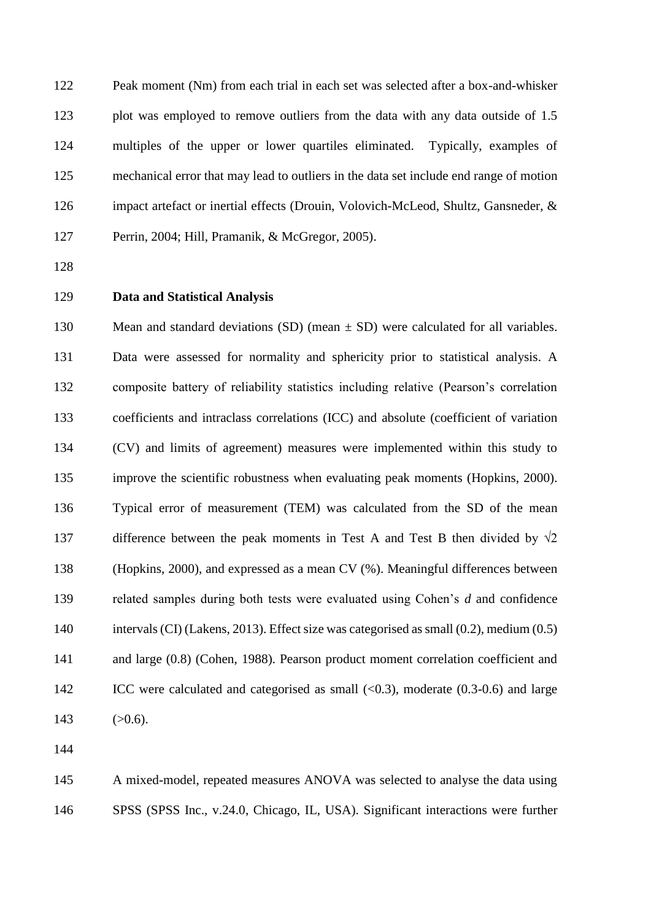Peak moment (Nm) from each trial in each set was selected after a box-and-whisker plot was employed to remove outliers from the data with any data outside of 1.5 multiples of the upper or lower quartiles eliminated. Typically, examples of mechanical error that may lead to outliers in the data set include end range of motion impact artefact or inertial effects (Drouin, Volovich-McLeod, Shultz, Gansneder, & Perrin, 2004; Hill, Pramanik, & McGregor, 2005).

**Data and Statistical Analysis**

Mean and standard deviations (SD) (mean ± SD) were calculated for all variables. Data were assessed for normality and sphericity prior to statistical analysis. A composite battery of reliability statistics including relative (Pearson's correlation coefficients and intraclass correlations (ICC) and absolute (coefficient of variation (CV) and limits of agreement) measures were implemented within this study to improve the scientific robustness when evaluating peak moments (Hopkins, 2000). Typical error of measurement (TEM) was calculated from the SD of the mean difference between the peak moments in Test A and Test B then divided by $\sqrt{2}$ (Hopkins, 2000), and expressed as a mean CV (%). Meaningful differences between related samples during both tests were evaluated using Cohen's *d* and confidence intervals (CI) (Lakens, 2013). Effect size was categorised as small (0.2), medium (0.5) and large (0.8) (Cohen, 1988). Pearson product moment correlation coefficient and ICC were calculated and categorised as small (<0.3), moderate (0.3-0.6) and large (>0.6).

A mixed-model, repeated measures ANOVA was selected to analyse the data using SPSS (SPSS Inc., v.24.0, Chicago, IL, USA). Significant interactions were further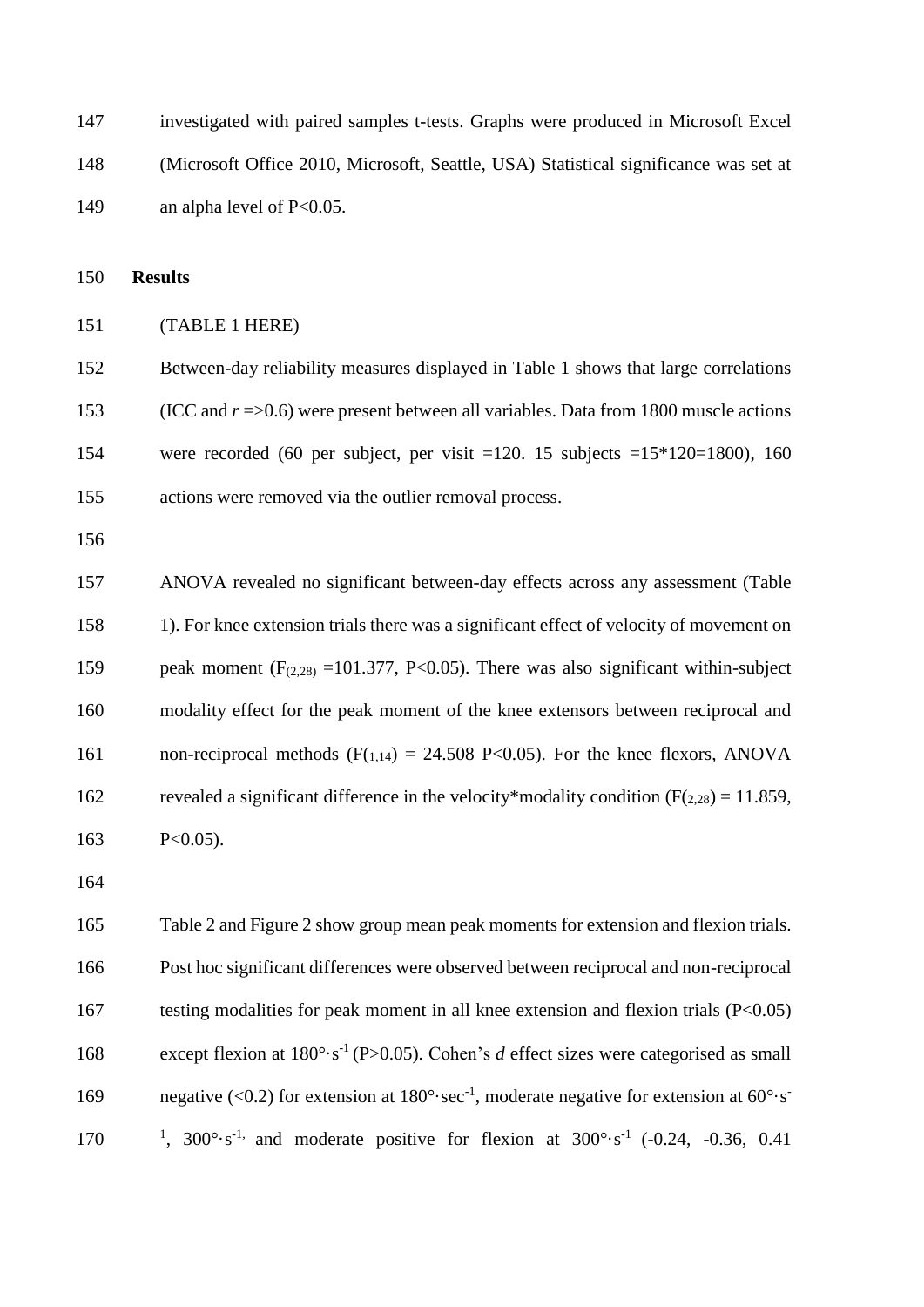investigated with paired samples t-tests. Graphs were produced in Microsoft Excel (Microsoft Office 2010, Microsoft, Seattle, USA) Statistical significance was set at an alpha level of P<0.05.

## Results

(TABLE 1 HERE)

Between-day reliability measures displayed in Table 1 shows that large correlations (ICC and *r* =>0.6) were present between all variables. Data from 1800 muscle actions were recorded (60 per subject, per visit =120. 15 subjects =15*120=1800), 160 actions were removed via the outlier removal process.

ANOVA revealed no significant between-day effects across any assessment (Table 1). For knee extension trials there was a significant effect of velocity of movement on peak moment ($F_{(2,28)}$ =101.377, P<0.05). There was also significant within-subject modality effect for the peak moment of the knee extensors between reciprocal and non-reciprocal methods ($F_{(1,14)}$ = 24.508 P<0.05). For the knee flexors, ANOVA revealed a significant difference in the velocity*modality condition ($F_{(2,28)}$ = 11.859, P<0.05).

Table 2 and Figure 2 show group mean peak moments for extension and flexion trials. Post hoc significant differences were observed between reciprocal and non-reciprocal testing modalities for peak moment in all knee extension and flexion trials (P<0.05) except flexion at $180°\cdot s^{-1}$ (P>0.05). Cohen's *d* effect sizes were categorised as small negative (<0.2) for extension at $180°\cdot sec^{-1}$, moderate negative for extension at $60°\cdot s^{-1}$, $300°\cdot s^{-1}$, and moderate positive for flexion at $300°\cdot s^{-1}$ (-0.24, -0.36, 0.41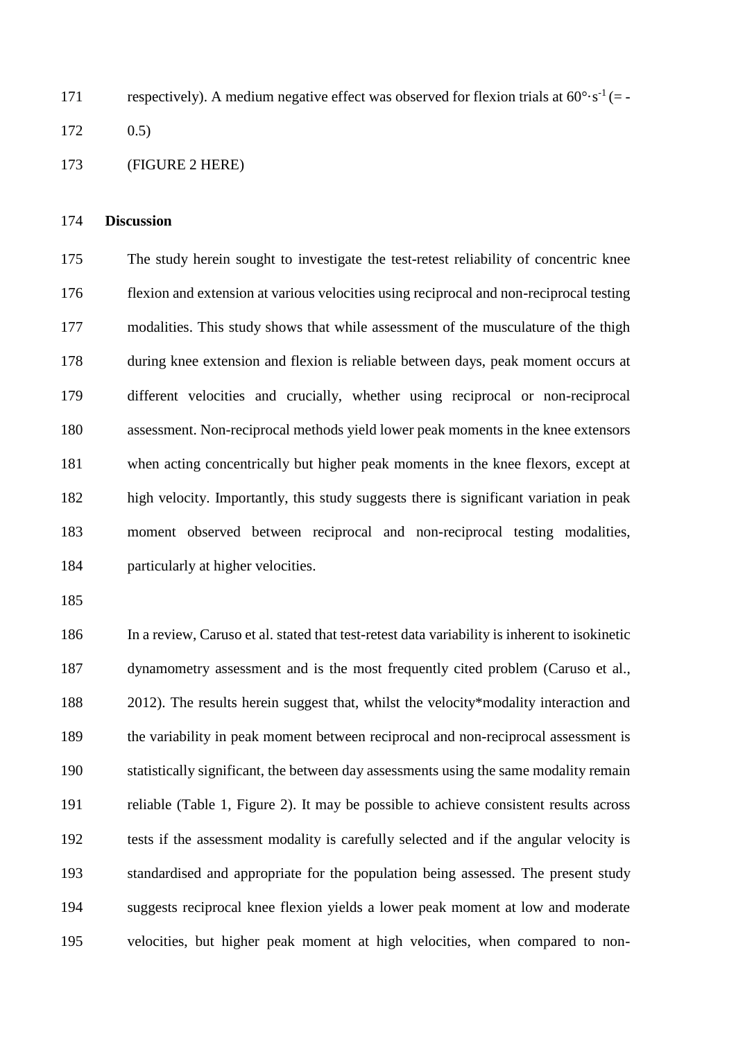respectively). A medium negative effect was observed for flexion trials at $60°\cdot s^{-1}$ (= -0.5)

(FIGURE 2 HERE)

## Discussion

The study herein sought to investigate the test-retest reliability of concentric knee flexion and extension at various velocities using reciprocal and non-reciprocal testing modalities. This study shows that while assessment of the musculature of the thigh during knee extension and flexion is reliable between days, peak moment occurs at different velocities and crucially, whether using reciprocal or non-reciprocal assessment. Non-reciprocal methods yield lower peak moments in the knee extensors when acting concentrically but higher peak moments in the knee flexors, except at high velocity. Importantly, this study suggests there is significant variation in peak moment observed between reciprocal and non-reciprocal testing modalities, particularly at higher velocities.

In a review, Caruso et al. stated that test-retest data variability is inherent to isokinetic dynamometry assessment and is the most frequently cited problem (Caruso et al., 2012). The results herein suggest that, whilst the velocity*modality interaction and the variability in peak moment between reciprocal and non-reciprocal assessment is statistically significant, the between day assessments using the same modality remain reliable (Table 1, Figure 2). It may be possible to achieve consistent results across tests if the assessment modality is carefully selected and if the angular velocity is standardised and appropriate for the population being assessed. The present study suggests reciprocal knee flexion yields a lower peak moment at low and moderate velocities, but higher peak moment at high velocities, when compared to non-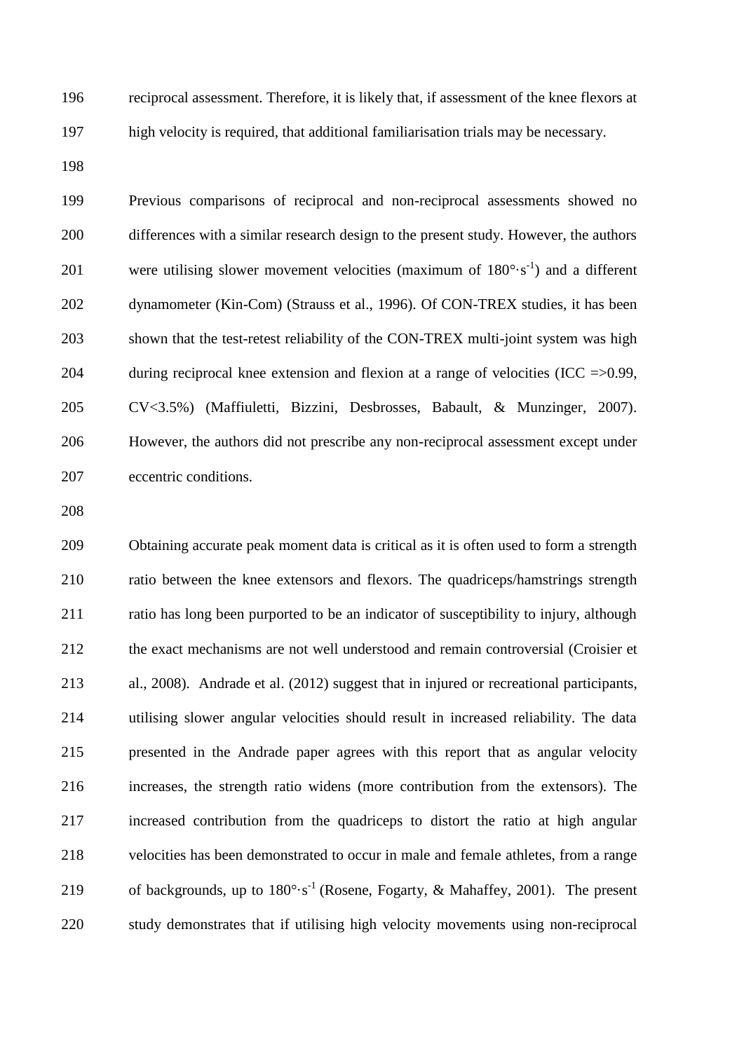reciprocal assessment. Therefore, it is likely that, if assessment of the knee flexors at high velocity is required, that additional familiarisation trials may be necessary.

Previous comparisons of reciprocal and non-reciprocal assessments showed no differences with a similar research design to the present study. However, the authors were utilising slower movement velocities (maximum of $180°\cdot s^{-1}$) and a different dynamometer (Kin-Com) (Strauss et al., 1996). Of CON-TREX studies, it has been shown that the test-retest reliability of the CON-TREX multi-joint system was high during reciprocal knee extension and flexion at a range of velocities (ICC =>0.99, CV<3.5%) (Maffiuletti, Bizzini, Desbrosses, Babault, & Munzinger, 2007). However, the authors did not prescribe any non-reciprocal assessment except under eccentric conditions.

Obtaining accurate peak moment data is critical as it is often used to form a strength ratio between the knee extensors and flexors. The quadriceps/hamstrings strength ratio has long been purported to be an indicator of susceptibility to injury, although the exact mechanisms are not well understood and remain controversial (Croisier et al., 2008). Andrade et al. (2012) suggest that in injured or recreational participants, utilising slower angular velocities should result in increased reliability. The data presented in the Andrade paper agrees with this report that as angular velocity increases, the strength ratio widens (more contribution from the extensors). The increased contribution from the quadriceps to distort the ratio at high angular velocities has been demonstrated to occur in male and female athletes, from a range of backgrounds, up to $180°\cdot s^{-1}$ (Rosene, Fogarty, & Mahaffey, 2001). The present study demonstrates that if utilising high velocity movements using non-reciprocal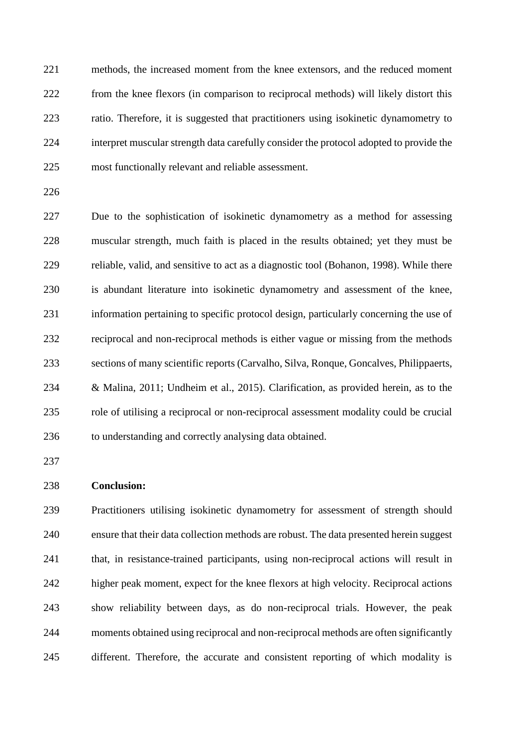methods, the increased moment from the knee extensors, and the reduced moment from the knee flexors (in comparison to reciprocal methods) will likely distort this ratio. Therefore, it is suggested that practitioners using isokinetic dynamometry to interpret muscular strength data carefully consider the protocol adopted to provide the most functionally relevant and reliable assessment.

Due to the sophistication of isokinetic dynamometry as a method for assessing muscular strength, much faith is placed in the results obtained; yet they must be reliable, valid, and sensitive to act as a diagnostic tool (Bohanon, 1998). While there is abundant literature into isokinetic dynamometry and assessment of the knee, information pertaining to specific protocol design, particularly concerning the use of reciprocal and non-reciprocal methods is either vague or missing from the methods sections of many scientific reports (Carvalho, Silva, Ronque, Goncalves, Philippaerts, & Malina, 2011; Undheim et al., 2015). Clarification, as provided herein, as to the role of utilising a reciprocal or non-reciprocal assessment modality could be crucial to understanding and correctly analysing data obtained.

**Conclusion:**

Practitioners utilising isokinetic dynamometry for assessment of strength should ensure that their data collection methods are robust. The data presented herein suggest that, in resistance-trained participants, using non-reciprocal actions will result in higher peak moment, expect for the knee flexors at high velocity. Reciprocal actions show reliability between days, as do non-reciprocal trials. However, the peak moments obtained using reciprocal and non-reciprocal methods are often significantly different. Therefore, the accurate and consistent reporting of which modality is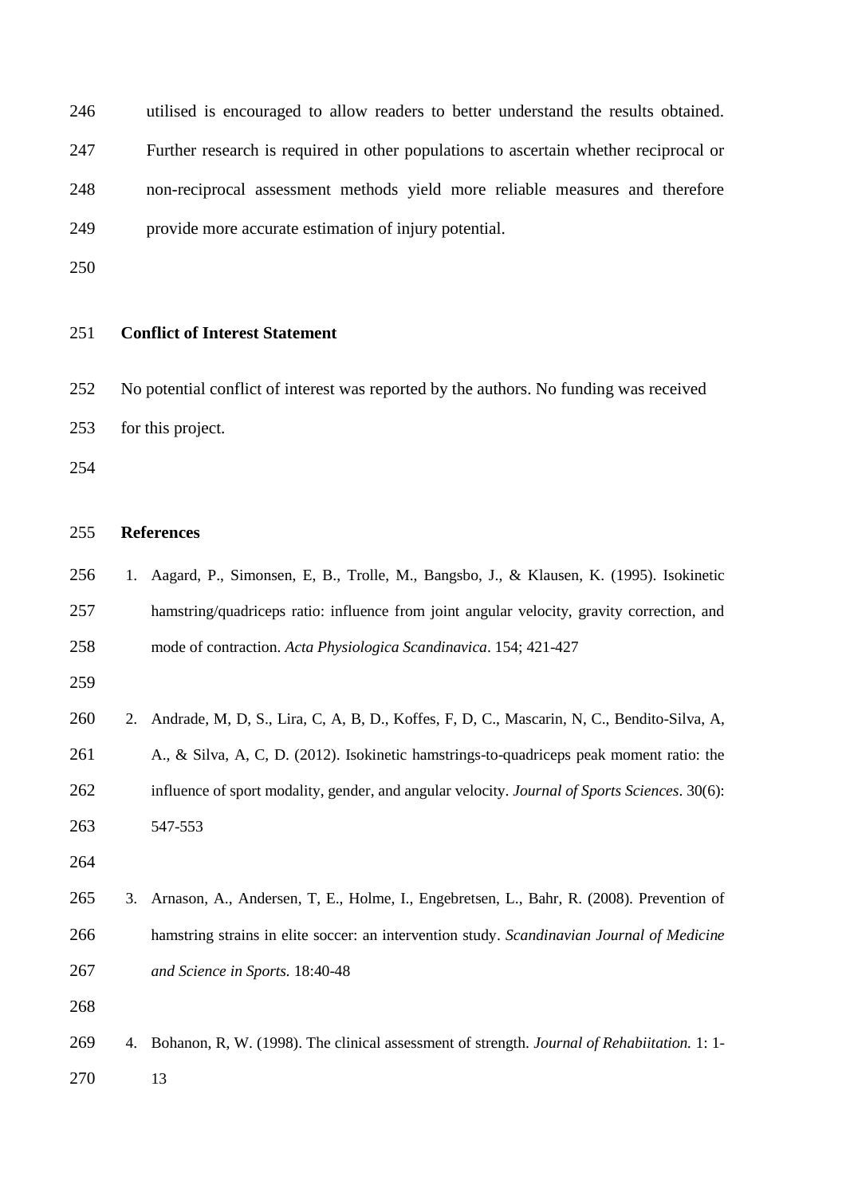utilised is encouraged to allow readers to better understand the results obtained. Further research is required in other populations to ascertain whether reciprocal or non-reciprocal assessment methods yield more reliable measures and therefore provide more accurate estimation of injury potential.

## Conflict of Interest Statement

No potential conflict of interest was reported by the authors. No funding was received for this project.

## References

1. Aagard, P., Simonsen, E, B., Trolle, M., Bangsbo, J., & Klausen, K. (1995). Isokinetic hamstring/quadriceps ratio: influence from joint angular velocity, gravity correction, and mode of contraction. *Acta Physiologica Scandinavica*. 154; 421-427

2. Andrade, M, D, S., Lira, C, A, B, D., Koffes, F, D, C., Mascarin, N, C., Bendito-Silva, A, A., & Silva, A, C, D. (2012). Isokinetic hamstrings-to-quadriceps peak moment ratio: the influence of sport modality, gender, and angular velocity. *Journal of Sports Sciences*. 30(6): 547-553

3. Arnason, A., Andersen, T, E., Holme, I., Engebretsen, L., Bahr, R. (2008). Prevention of hamstring strains in elite soccer: an intervention study. *Scandinavian Journal of Medicine and Science in Sports.* 18:40-48

4. Bohanon, R, W. (1998). The clinical assessment of strength. *Journal of Rehabiitation.* 1: 1-13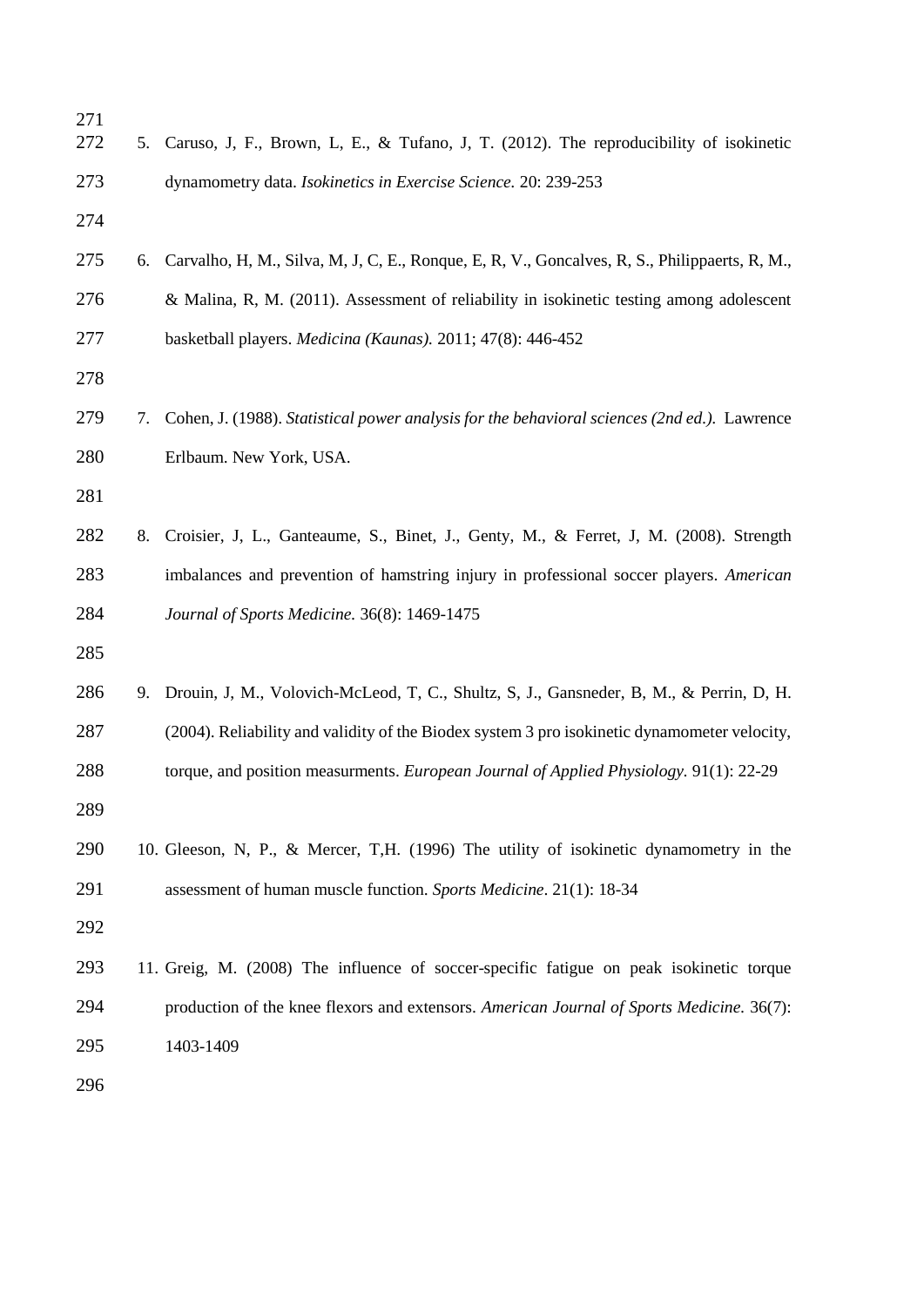5. Caruso, J, F., Brown, L, E., & Tufano, J, T. (2012). The reproducibility of isokinetic dynamometry data. *Isokinetics in Exercise Science.* 20: 239-253

6. Carvalho, H, M., Silva, M, J, C, E., Ronque, E, R, V., Goncalves, R, S., Philippaerts, R, M., & Malina, R, M. (2011). Assessment of reliability in isokinetic testing among adolescent basketball players. *Medicina (Kaunas).* 2011; 47(8): 446-452

7. Cohen, J. (1988). *Statistical power analysis for the behavioral sciences (2nd ed.).* Lawrence Erlbaum. New York, USA.

8. Croisier, J, L., Ganteaume, S., Binet, J., Genty, M., & Ferret, J, M. (2008). Strength imbalances and prevention of hamstring injury in professional soccer players. *American Journal of Sports Medicine.* 36(8): 1469-1475

9. Drouin, J, M., Volovich-McLeod, T, C., Shultz, S, J., Gansneder, B, M., & Perrin, D, H. (2004). Reliability and validity of the Biodex system 3 pro isokinetic dynamometer velocity, torque, and position measurments. *European Journal of Applied Physiology.* 91(1): 22-29

10. Gleeson, N, P., & Mercer, T,H. (1996) The utility of isokinetic dynamometry in the assessment of human muscle function. *Sports Medicine*. 21(1): 18-34

11. Greig, M. (2008) The influence of soccer-specific fatigue on peak isokinetic torque production of the knee flexors and extensors. *American Journal of Sports Medicine.* 36(7): 1403-1409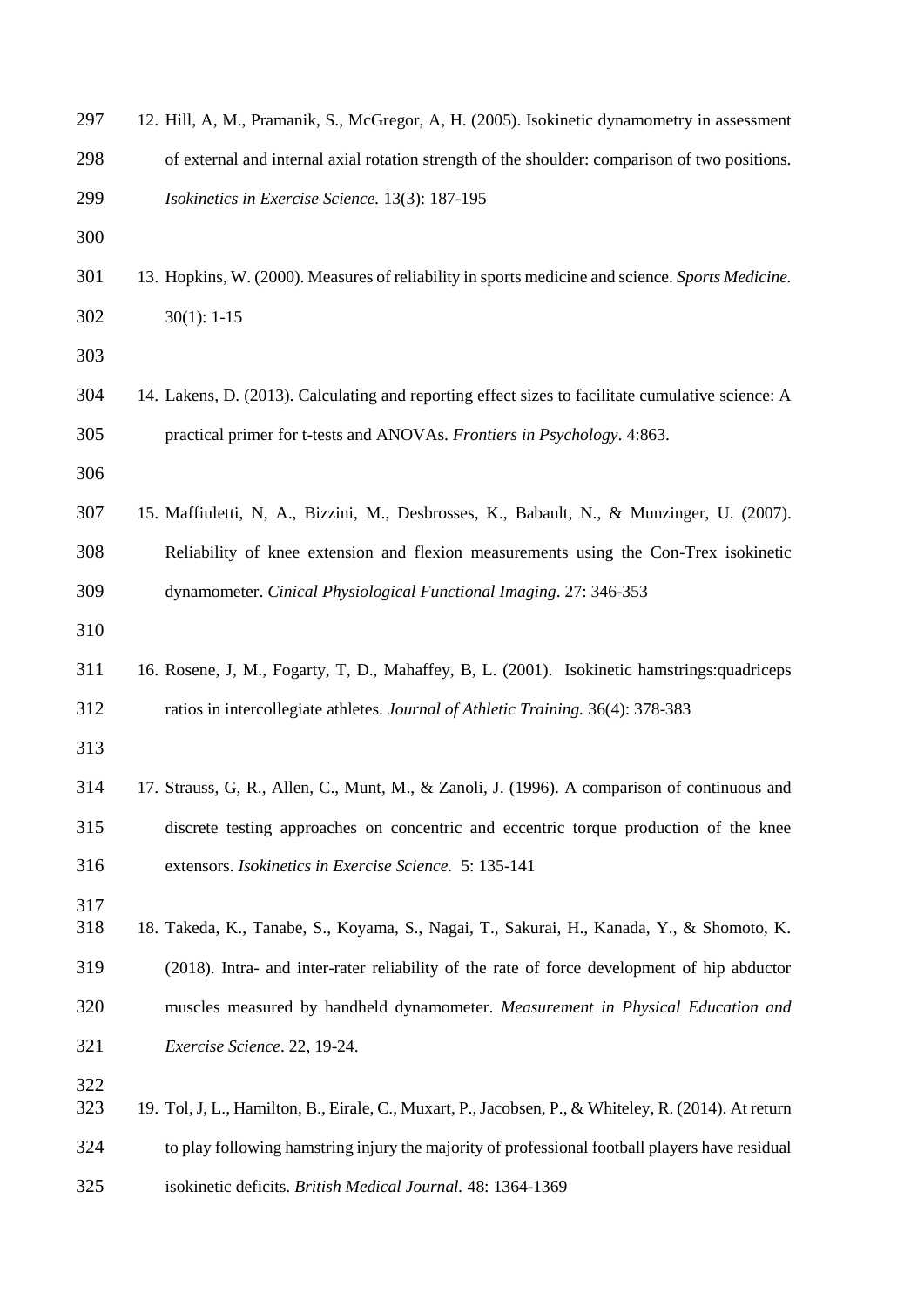12. Hill, A, M., Pramanik, S., McGregor, A, H. (2005). Isokinetic dynamometry in assessment of external and internal axial rotation strength of the shoulder: comparison of two positions. *Isokinetics in Exercise Science.* 13(3): 187-195

13. Hopkins, W. (2000). Measures of reliability in sports medicine and science. *Sports Medicine.* 30(1): 1-15

14. Lakens, D. (2013). Calculating and reporting effect sizes to facilitate cumulative science: A practical primer for t-tests and ANOVAs. *Frontiers in Psychology*. 4:863.

15. Maffiuletti, N, A., Bizzini, M., Desbrosses, K., Babault, N., & Munzinger, U. (2007). Reliability of knee extension and flexion measurements using the Con-Trex isokinetic dynamometer. *Cinical Physiological Functional Imaging*. 27: 346-353

16. Rosene, J, M., Fogarty, T, D., Mahaffey, B, L. (2001). Isokinetic hamstrings:quadriceps ratios in intercollegiate athletes. *Journal of Athletic Training.* 36(4): 378-383

17. Strauss, G, R., Allen, C., Munt, M., & Zanoli, J. (1996). A comparison of continuous and discrete testing approaches on concentric and eccentric torque production of the knee extensors. *Isokinetics in Exercise Science.* 5: 135-141

18. Takeda, K., Tanabe, S., Koyama, S., Nagai, T., Sakurai, H., Kanada, Y., & Shomoto, K. (2018). Intra- and inter-rater reliability of the rate of force development of hip abductor muscles measured by handheld dynamometer. *Measurement in Physical Education and Exercise Science*. 22, 19-24.

19. Tol, J, L., Hamilton, B., Eirale, C., Muxart, P., Jacobsen, P., & Whiteley, R. (2014). At return to play following hamstring injury the majority of professional football players have residual isokinetic deficits. *British Medical Journal.* 48: 1364-1369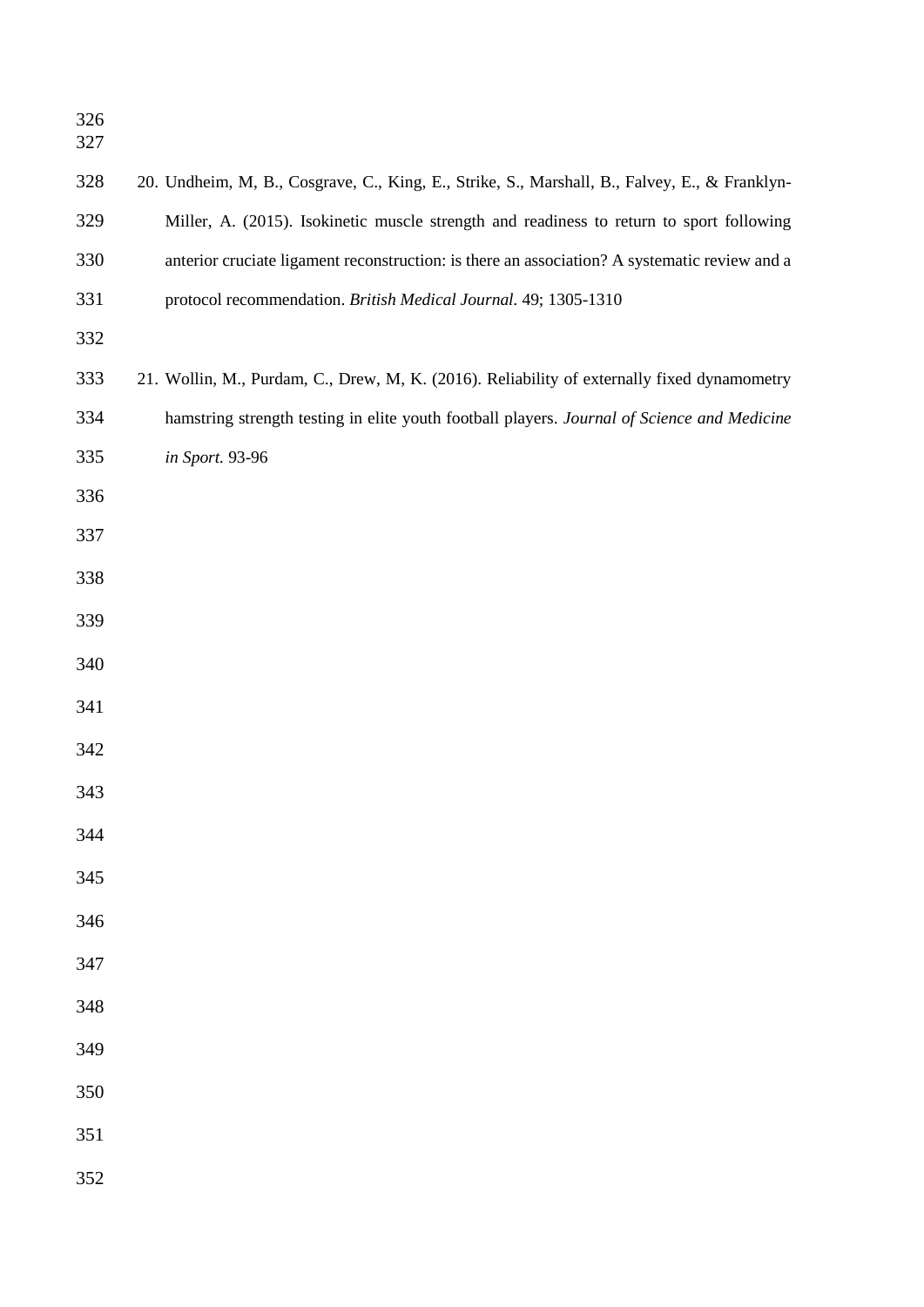20. Undheim, M, B., Cosgrave, C., King, E., Strike, S., Marshall, B., Falvey, E., & Franklyn-Miller, A. (2015). Isokinetic muscle strength and readiness to return to sport following anterior cruciate ligament reconstruction: is there an association? A systematic review and a protocol recommendation. *British Medical Journal*. 49; 1305-1310

21. Wollin, M., Purdam, C., Drew, M, K. (2016). Reliability of externally fixed dynamometry hamstring strength testing in elite youth football players. *Journal of Science and Medicine in Sport.* 93-96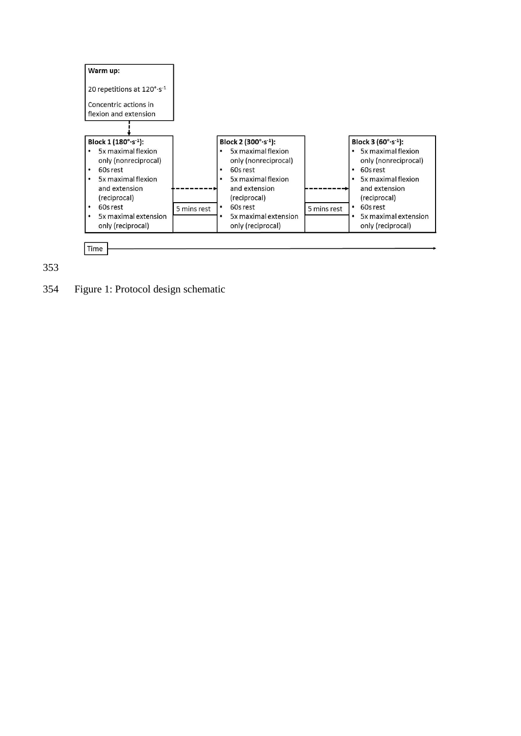**Warm up:**

20 repetitions at $120°\cdot s^{-1}$

Concentric actions in flexion and extension

**Block 1 ($180°\cdot s^{-1}$):**
- 5x maximal flexion only (nonreciprocal)
- 60s rest
- 5x maximal flexion and extension (reciprocal)
- 60s rest
- 5x maximal extension only (reciprocal)

5 mins rest

**Block 2 ($300°\cdot s^{-1}$):**
- 5x maximal flexion only (nonreciprocal)
- 60s rest
- 5x maximal flexion and extension (reciprocal)
- 60s rest
- 5x maximal extension only (reciprocal)

5 mins rest

**Block 3 ($60°\cdot s^{-1}$):**
- 5x maximal flexion only (nonreciprocal)
- 60s rest
- 5x maximal flexion and extension (reciprocal)
- 60s rest
- 5x maximal extension only (reciprocal)

Time

Figure 1: Protocol design schematic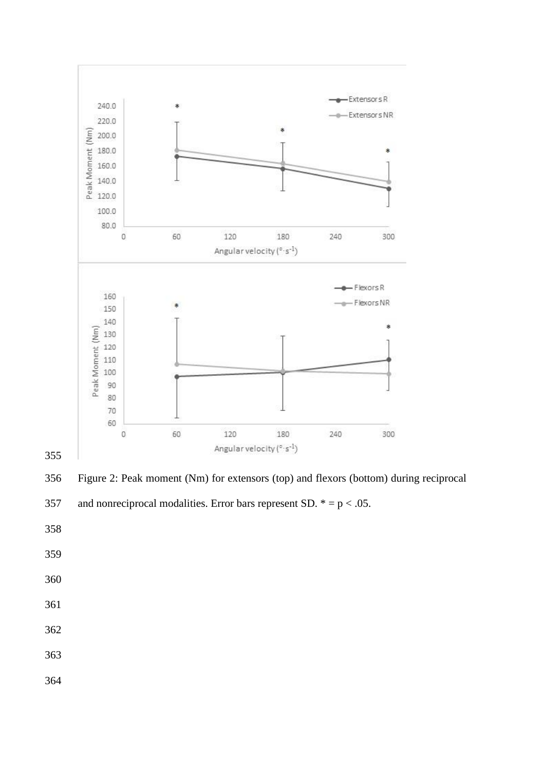Figure 2: Peak moment (Nm) for extensors (top) and flexors (bottom) during reciprocal and nonreciprocal modalities. Error bars represent SD. * = $p < .05$.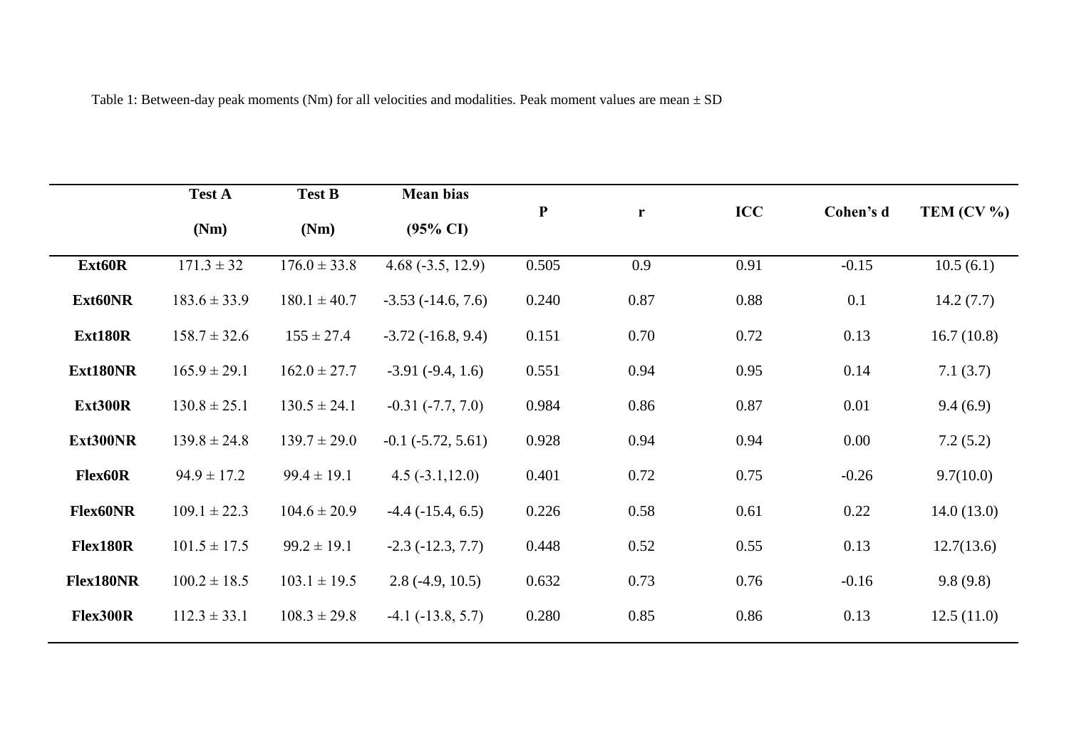Table 1: Between-day peak moments (Nm) for all velocities and modalities. Peak moment values are mean ± SD

| | Test A (Nm) | Test B (Nm) | Mean bias (95% CI) | P | r | ICC | Cohen's d | TEM (CV %) |
|---|---|---|---|---|---|---|---|---|
| **Ext60R** | 171.3 ± 32 | 176.0 ± 33.8 | 4.68 (-3.5, 12.9) | 0.505 | 0.9 | 0.91 | -0.15 | 10.5 (6.1) |
| **Ext60NR** | 183.6 ± 33.9 | 180.1 ± 40.7 | -3.53 (-14.6, 7.6) | 0.240 | 0.87 | 0.88 | 0.1 | 14.2 (7.7) |
| **Ext180R** | 158.7 ± 32.6 | 155 ± 27.4 | -3.72 (-16.8, 9.4) | 0.151 | 0.70 | 0.72 | 0.13 | 16.7 (10.8) |
| **Ext180NR** | 165.9 ± 29.1 | 162.0 ± 27.7 | -3.91 (-9.4, 1.6) | 0.551 | 0.94 | 0.95 | 0.14 | 7.1 (3.7) |
| **Ext300R** | 130.8 ± 25.1 | 130.5 ± 24.1 | -0.31 (-7.7, 7.0) | 0.984 | 0.86 | 0.87 | 0.01 | 9.4 (6.9) |
| **Ext300NR** | 139.8 ± 24.8 | 139.7 ± 29.0 | -0.1 (-5.72, 5.61) | 0.928 | 0.94 | 0.94 | 0.00 | 7.2 (5.2) |
| **Flex60R** | 94.9 ± 17.2 | 99.4 ± 19.1 | 4.5 (-3.1,12.0) | 0.401 | 0.72 | 0.75 | -0.26 | 9.7(10.0) |
| **Flex60NR** | 109.1 ± 22.3 | 104.6 ± 20.9 | -4.4 (-15.4, 6.5) | 0.226 | 0.58 | 0.61 | 0.22 | 14.0 (13.0) |
| **Flex180R** | 101.5 ± 17.5 | 99.2 ± 19.1 | -2.3 (-12.3, 7.7) | 0.448 | 0.52 | 0.55 | 0.13 | 12.7(13.6) |
| **Flex180NR** | 100.2 ± 18.5 | 103.1 ± 19.5 | 2.8 (-4.9, 10.5) | 0.632 | 0.73 | 0.76 | -0.16 | 9.8 (9.8) |
| **Flex300R** | 112.3 ± 33.1 | 108.3 ± 29.8 | -4.1 (-13.8, 5.7) | 0.280 | 0.85 | 0.86 | 0.13 | 12.5 (11.0) |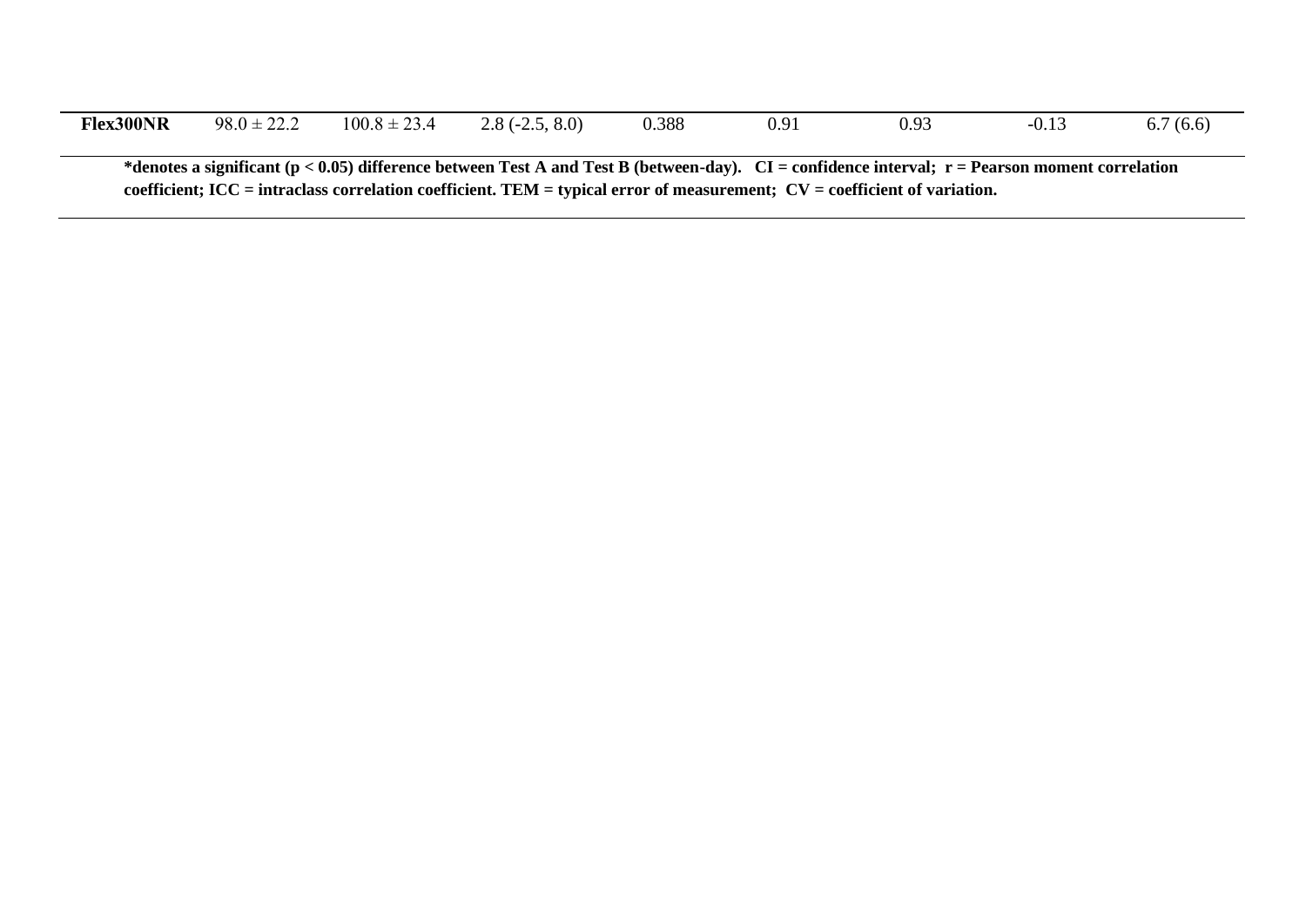| | | | | | | | | |
|---|---|---|---|---|---|---|---|---|
| **Flex300NR** | 98.0 ± 22.2 | 100.8 ± 23.4 | 2.8 (-2.5, 8.0) | 0.388 | 0.91 | 0.93 | -0.13 | 6.7 (6.6) |

**\*denotes a significant ($p < 0.05$) difference between Test A and Test B (between-day). CI = confidence interval; r = Pearson moment correlation coefficient; ICC = intraclass correlation coefficient. TEM = typical error of measurement; CV = coefficient of variation.**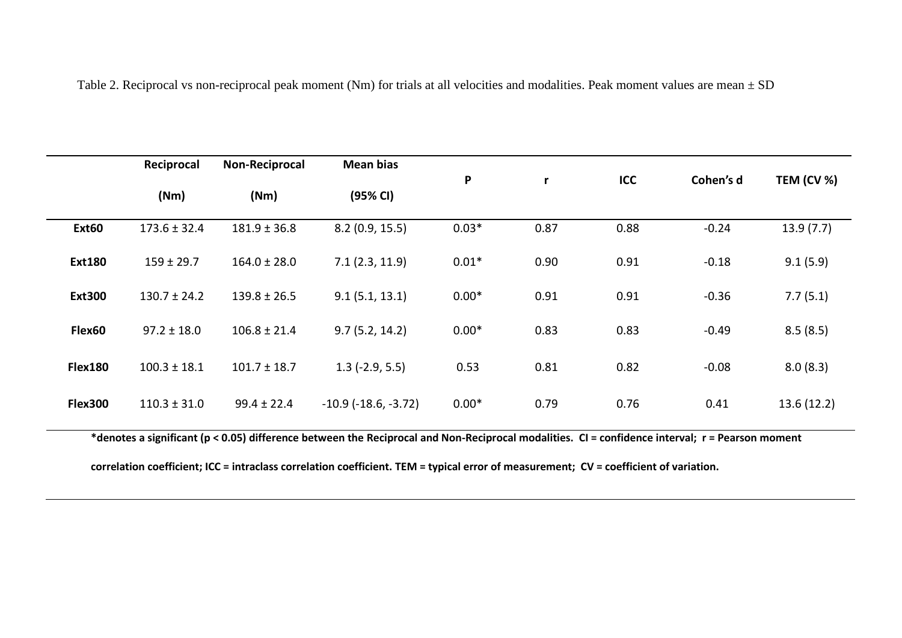Table 2. Reciprocal vs non-reciprocal peak moment (Nm) for trials at all velocities and modalities. Peak moment values are mean ± SD

| | Reciprocal (Nm) | Non-Reciprocal (Nm) | Mean bias (95% CI) | P | r | ICC | Cohen's d | TEM (CV %) |
|---|---|---|---|---|---|---|---|---|
| **Ext60** | 173.6 ± 32.4 | 181.9 ± 36.8 | 8.2 (0.9, 15.5) | 0.03* | 0.87 | 0.88 | -0.24 | 13.9 (7.7) |
| **Ext180** | 159 ± 29.7 | 164.0 ± 28.0 | 7.1 (2.3, 11.9) | 0.01* | 0.90 | 0.91 | -0.18 | 9.1 (5.9) |
| **Ext300** | 130.7 ± 24.2 | 139.8 ± 26.5 | 9.1 (5.1, 13.1) | 0.00* | 0.91 | 0.91 | -0.36 | 7.7 (5.1) |
| **Flex60** | 97.2 ± 18.0 | 106.8 ± 21.4 | 9.7 (5.2, 14.2) | 0.00* | 0.83 | 0.83 | -0.49 | 8.5 (8.5) |
| **Flex180** | 100.3 ± 18.1 | 101.7 ± 18.7 | 1.3 (-2.9, 5.5) | 0.53 | 0.81 | 0.82 | -0.08 | 8.0 (8.3) |
| **Flex300** | 110.3 ± 31.0 | 99.4 ± 22.4 | -10.9 (-18.6, -3.72) | 0.00* | 0.79 | 0.76 | 0.41 | 13.6 (12.2) |

**\*denotes a significant ($p < 0.05$) difference between the Reciprocal and Non-Reciprocal modalities. CI = confidence interval; r = Pearson moment correlation coefficient; ICC = intraclass correlation coefficient. TEM = typical error of measurement; CV = coefficient of variation.**